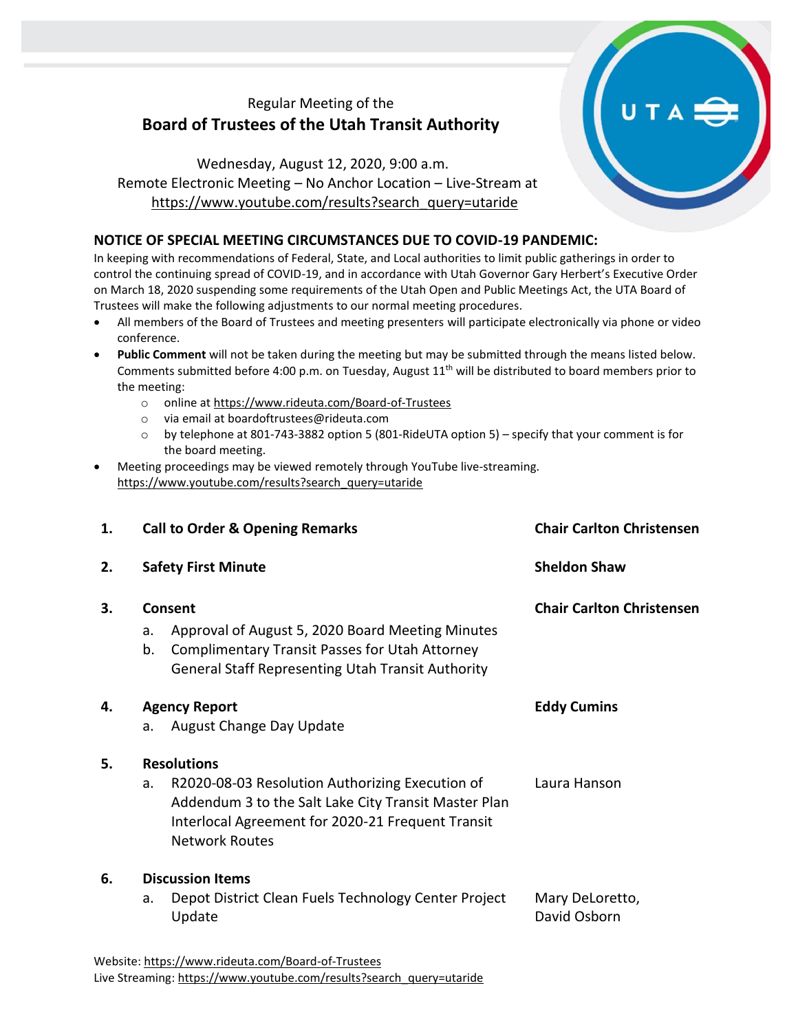Regular Meeting of the

# Board of Trustees of the Utah Transit Authority

Wednesday, August 12, 2020, 9:00 a.m.
Remote Electronic Meeting – No Anchor Location – Live-Stream at
https://www.youtube.com/results?search_query=utaride

## NOTICE OF SPECIAL MEETING CIRCUMSTANCES DUE TO COVID-19 PANDEMIC:

In keeping with recommendations of Federal, State, and Local authorities to limit public gatherings in order to control the continuing spread of COVID-19, and in accordance with Utah Governor Gary Herbert's Executive Order on March 18, 2020 suspending some requirements of the Utah Open and Public Meetings Act, the UTA Board of Trustees will make the following adjustments to our normal meeting procedures.

- All members of the Board of Trustees and meeting presenters will participate electronically via phone or video conference.
- **Public Comment** will not be taken during the meeting but may be submitted through the means listed below. Comments submitted before 4:00 p.m. on Tuesday, August 11th will be distributed to board members prior to the meeting:
  - online at https://www.rideuta.com/Board-of-Trustees
  - via email at boardoftrustees@rideuta.com
  - by telephone at 801-743-3882 option 5 (801-RideUTA option 5) – specify that your comment is for the board meeting.
- Meeting proceedings may be viewed remotely through YouTube live-streaming. https://www.youtube.com/results?search_query=utaride

1. **Call to Order & Opening Remarks** — **Chair Carlton Christensen**

2. **Safety First Minute** — **Sheldon Shaw**

3. **Consent** — **Chair Carlton Christensen**
   a. Approval of August 5, 2020 Board Meeting Minutes
   b. Complimentary Transit Passes for Utah Attorney General Staff Representing Utah Transit Authority

4. **Agency Report** — **Eddy Cumins**
   a. August Change Day Update

5. **Resolutions**
   a. R2020-08-03 Resolution Authorizing Execution of Addendum 3 to the Salt Lake City Transit Master Plan Interlocal Agreement for 2020-21 Frequent Transit Network Routes — Laura Hanson

6. **Discussion Items**
   a. Depot District Clean Fuels Technology Center Project Update — Mary DeLoretto, David Osborn

Website: https://www.rideuta.com/Board-of-Trustees
Live Streaming: https://www.youtube.com/results?search_query=utaride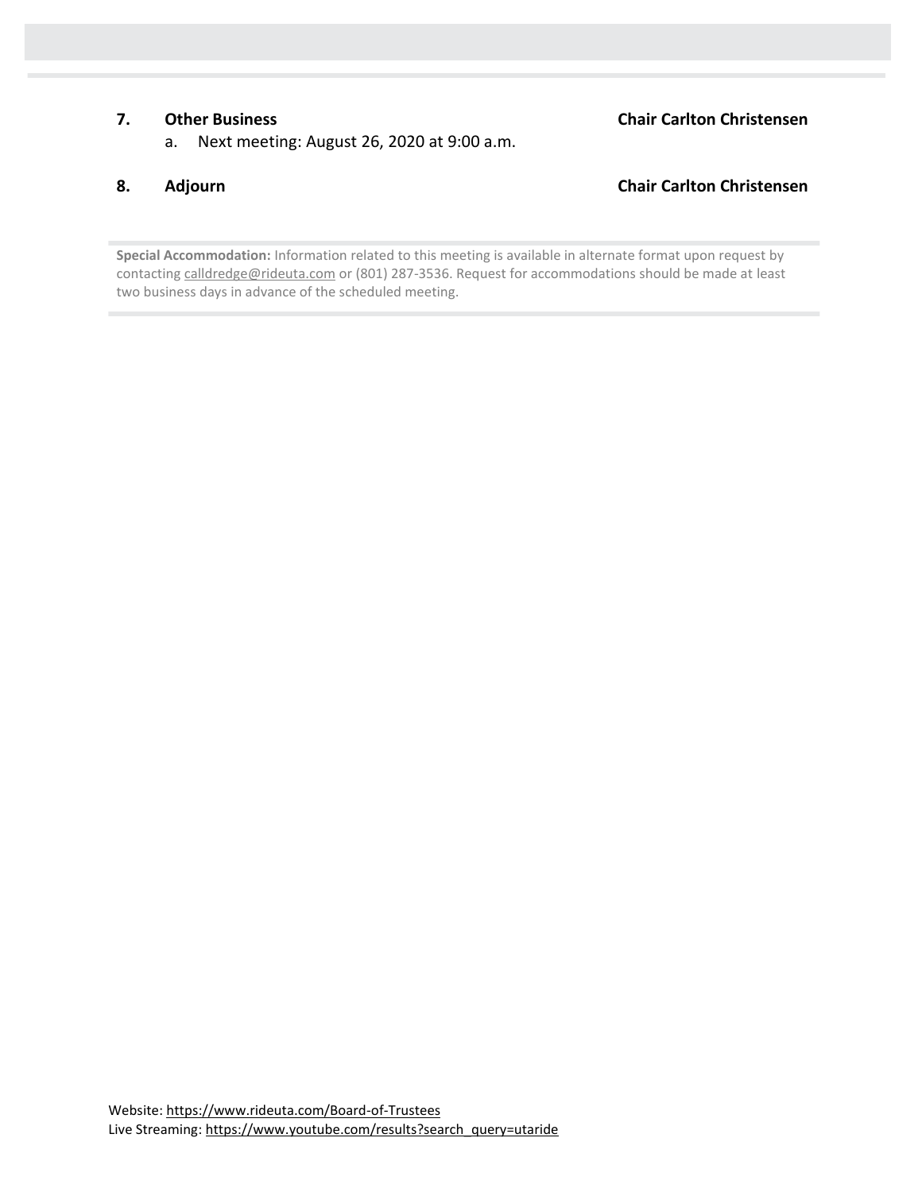**7. Other Business** **Chair Carlton Christensen**

a. Next meeting: August 26, 2020 at 9:00 a.m.

**8. Adjourn** **Chair Carlton Christensen**

**Special Accommodation:** Information related to this meeting is available in alternate format upon request by contacting calldredge@rideuta.com or (801) 287-3536. Request for accommodations should be made at least two business days in advance of the scheduled meeting.

Website: https://www.rideuta.com/Board-of-Trustees
Live Streaming: https://www.youtube.com/results?search_query=utaride